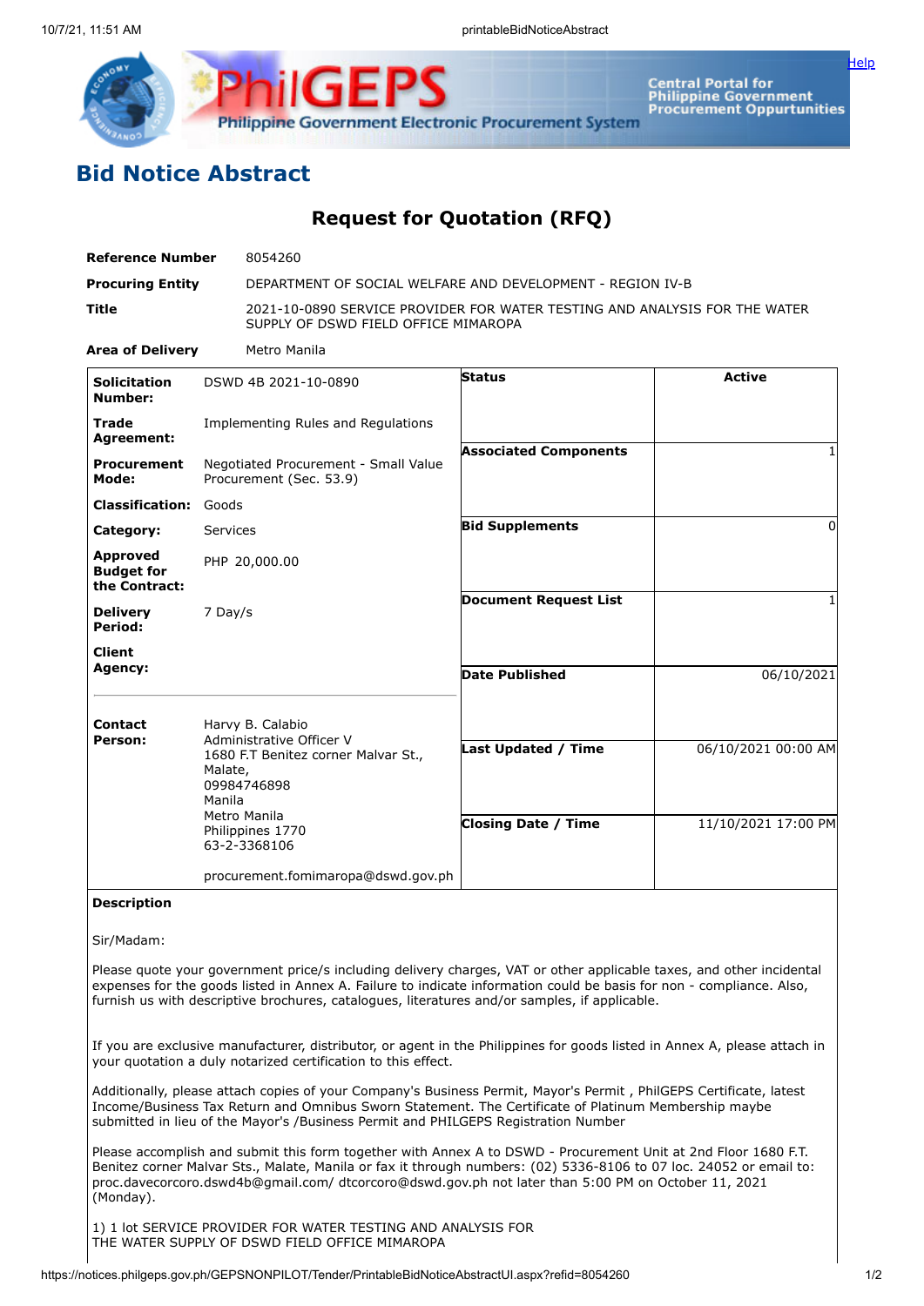# Bid Notice Abstract

## Request for Quotation (RFQ)

| | |
|---|---|
| **Reference Number** | 8054260 |
| **Procuring Entity** | DEPARTMENT OF SOCIAL WELFARE AND DEVELOPMENT - REGION IV-B |
| **Title** | 2021-10-0890 SERVICE PROVIDER FOR WATER TESTING AND ANALYSIS FOR THE WATER SUPPLY OF DSWD FIELD OFFICE MIMAROPA |
| **Area of Delivery** | Metro Manila |

| | | | |
|---|---|---|---|
| **Solicitation Number:** | DSWD 4B 2021-10-0890 | **Status** | Active |
| **Trade Agreement:** | Implementing Rules and Regulations | **Associated Components** | 1 |
| **Procurement Mode:** | Negotiated Procurement - Small Value Procurement (Sec. 53.9) | **Bid Supplements** | 0 |
| **Classification:** | Goods | **Document Request List** | 1 |
| **Category:** | Services | **Date Published** | 06/10/2021 |
| **Approved Budget for the Contract:** | PHP 20,000.00 | **Last Updated / Time** | 06/10/2021 00:00 AM |
| **Delivery Period:** | 7 Day/s | **Closing Date / Time** | 11/10/2021 17:00 PM |
| **Client Agency:** | | | |
| **Contact Person:** | Harvy B. Calabio<br>Administrative Officer V<br>1680 F.T Benitez corner Malvar St., Malate,<br>09984746898<br>Manila<br>Metro Manila<br>Philippines 1770<br>63-2-3368106<br><br>procurement.fomimaropa@dswd.gov.ph | | |

**Description**

Sir/Madam:

Please quote your government price/s including delivery charges, VAT or other applicable taxes, and other incidental expenses for the goods listed in Annex A. Failure to indicate information could be basis for non - compliance. Also, furnish us with descriptive brochures, catalogues, literatures and/or samples, if applicable.

If you are exclusive manufacturer, distributor, or agent in the Philippines for goods listed in Annex A, please attach in your quotation a duly notarized certification to this effect.

Additionally, please attach copies of your Company's Business Permit, Mayor's Permit , PhilGEPS Certificate, latest Income/Business Tax Return and Omnibus Sworn Statement. The Certificate of Platinum Membership maybe submitted in lieu of the Mayor's /Business Permit and PHILGEPS Registration Number

Please accomplish and submit this form together with Annex A to DSWD - Procurement Unit at 2nd Floor 1680 F.T. Benitez corner Malvar Sts., Malate, Manila or fax it through numbers: (02) 5336-8106 to 07 loc. 24052 or email to: proc.davecorcoro.dswd4b@gmail.com/ dtcorcoro@dswd.gov.ph not later than 5:00 PM on October 11, 2021 (Monday).

1) 1 lot SERVICE PROVIDER FOR WATER TESTING AND ANALYSIS FOR THE WATER SUPPLY OF DSWD FIELD OFFICE MIMAROPA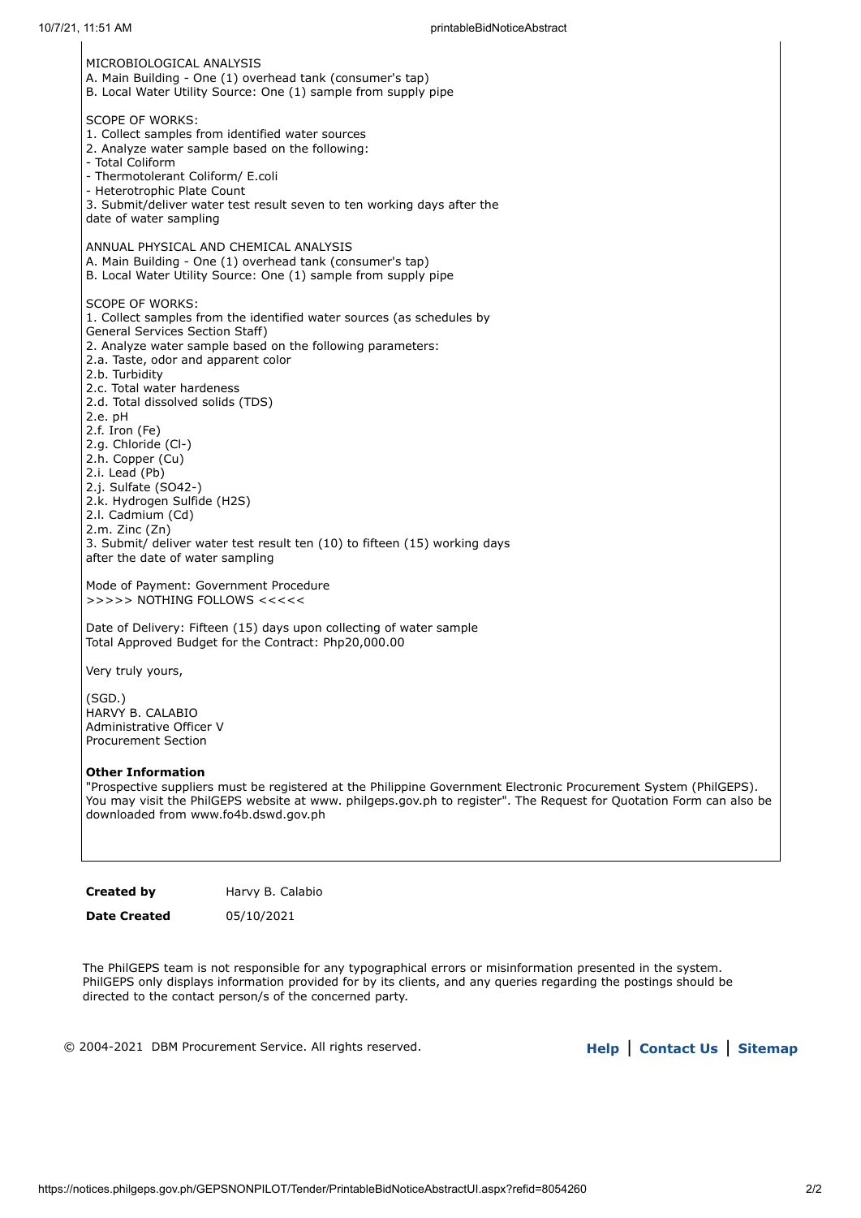MICROBIOLOGICAL ANALYSIS
A. Main Building - One (1) overhead tank (consumer's tap)
B. Local Water Utility Source: One (1) sample from supply pipe

SCOPE OF WORKS:
1. Collect samples from identified water sources
2. Analyze water sample based on the following:
- Total Coliform
- Thermotolerant Coliform/ E.coli
- Heterotrophic Plate Count
3. Submit/deliver water test result seven to ten working days after the date of water sampling

ANNUAL PHYSICAL AND CHEMICAL ANALYSIS
A. Main Building - One (1) overhead tank (consumer's tap)
B. Local Water Utility Source: One (1) sample from supply pipe

SCOPE OF WORKS:
1. Collect samples from the identified water sources (as schedules by General Services Section Staff)
2. Analyze water sample based on the following parameters:
2.a. Taste, odor and apparent color
2.b. Turbidity
2.c. Total water hardeness
2.d. Total dissolved solids (TDS)
2.e. pH
2.f. Iron (Fe)
2.g. Chloride ($Cl^-$)
2.h. Copper (Cu)
2.i. Lead (Pb)
2.j. Sulfate ($SO_4^{2-}$)
2.k. Hydrogen Sulfide ($H_2S$)
2.l. Cadmium (Cd)
2.m. Zinc (Zn)
3. Submit/ deliver water test result ten (10) to fifteen (15) working days after the date of water sampling

Mode of Payment: Government Procedure
>>>>> NOTHING FOLLOWS <<<<<

Date of Delivery: Fifteen (15) days upon collecting of water sample
Total Approved Budget for the Contract: Php20,000.00

Very truly yours,

(SGD.)
HARVY B. CALABIO
Administrative Officer V
Procurement Section

**Other Information**

"Prospective suppliers must be registered at the Philippine Government Electronic Procurement System (PhilGEPS). You may visit the PhilGEPS website at www. philgeps.gov.ph to register". The Request for Quotation Form can also be downloaded from www.fo4b.dswd.gov.ph

| | |
|---|---|
| **Created by** | Harvy B. Calabio |
| **Date Created** | 05/10/2021 |

The PhilGEPS team is not responsible for any typographical errors or misinformation presented in the system. PhilGEPS only displays information provided for by its clients, and any queries regarding the postings should be directed to the contact person/s of the concerned party.

© 2004-2021 DBM Procurement Service. All rights reserved.

**Help** | **Contact Us** | **Sitemap**